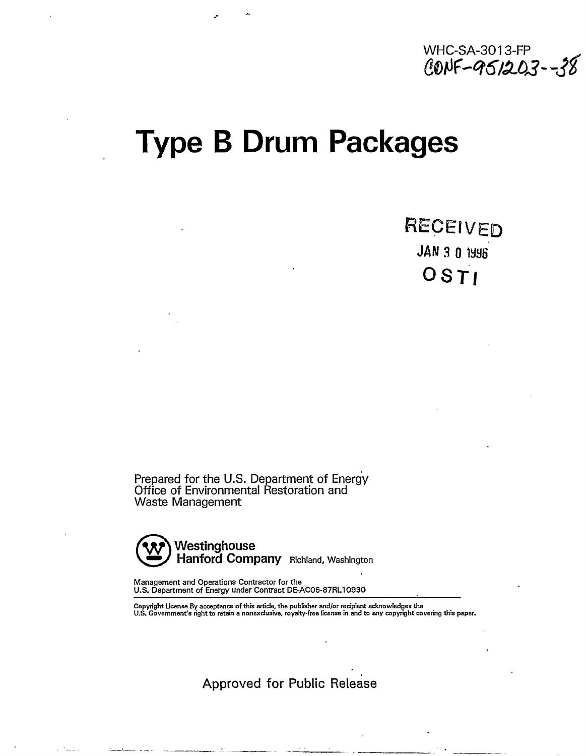WHC-SA-3013-FP
CONF-951203--38

# Type B Drum Packages

RECEIVED
JAN 30 1996
OSTI

Prepared for the U.S. Department of Energy
Office of Environmental Restoration and
Waste Management

Westinghouse
Hanford Company Richland, Washington

Management and Operations Contractor for the
U.S. Department of Energy under Contract DE-AC06-87RL10930

Copyright License By acceptance of this article, the publisher and/or recipient acknowledges the U.S. Government's right to retain a nonexclusive, royalty-free license in and to any copyright covering this paper.

Approved for Public Release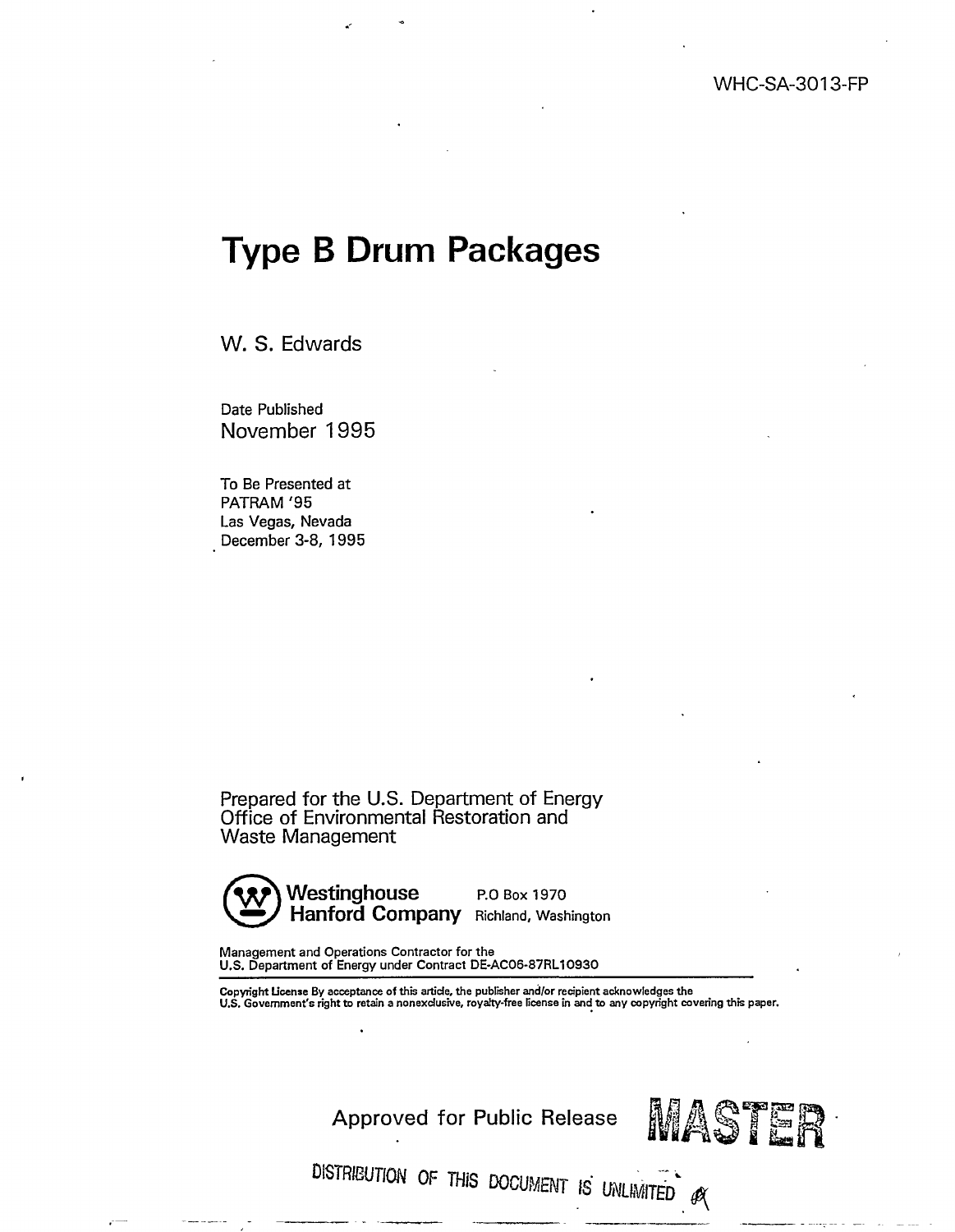WHC-SA-3013-FP

# Type B Drum Packages

W. S. Edwards

Date Published
November 1995

To Be Presented at
PATRAM '95
Las Vegas, Nevada
December 3-8, 1995

Prepared for the U.S. Department of Energy
Office of Environmental Restoration and
Waste Management

**Westinghouse Hanford Company** P.O Box 1970 Richland, Washington

Management and Operations Contractor for the
U.S. Department of Energy under Contract DE-AC06-87RL10930

**Copyright License** By acceptance of this article, the publisher and/or recipient acknowledges the U.S. Government's right to retain a nonexclusive, royalty-free license in and to any copyright covering this paper.

Approved for Public Release MASTER

DISTRIBUTION OF THIS DOCUMENT IS UNLIMITED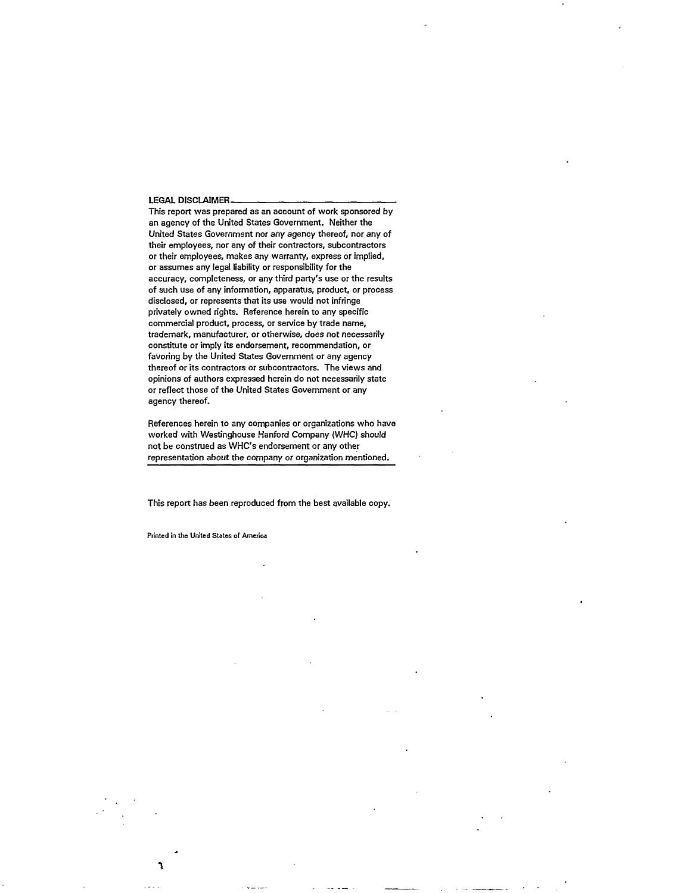**LEGAL DISCLAIMER**

This report was prepared as an account of work sponsored by an agency of the United States Government. Neither the United States Government nor any agency thereof, nor any of their employees, nor any of their contractors, subcontractors or their employees, makes any warranty, express or implied, or assumes any legal liability or responsibility for the accuracy, completeness, or any third party's use or the results of such use of any information, apparatus, product, or process disclosed, or represents that its use would not infringe privately owned rights. Reference herein to any specific commercial product, process, or service by trade name, trademark, manufacturer, or otherwise, does not necessarily constitute or imply its endorsement, recommendation, or favoring by the United States Government or any agency thereof or its contractors or subcontractors. The views and opinions of authors expressed herein do not necessarily state or reflect those of the United States Government or any agency thereof.

References herein to any companies or organizations who have worked with Westinghouse Hanford Company (WHC) should not be construed as WHC's endorsement or any other representation about the company or organization mentioned.

This report has been reproduced from the best available copy.

Printed in the United States of America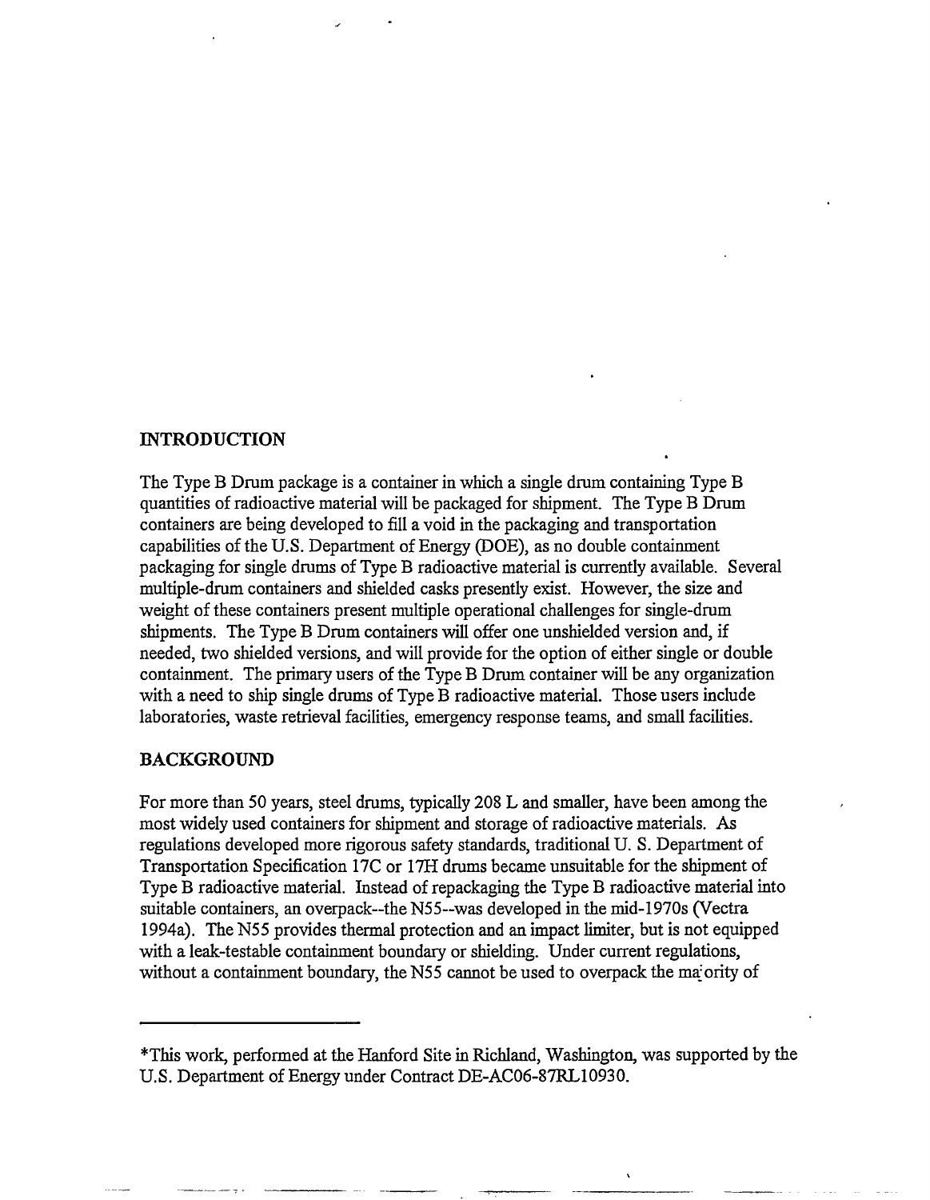## INTRODUCTION

The Type B Drum package is a container in which a single drum containing Type B quantities of radioactive material will be packaged for shipment. The Type B Drum containers are being developed to fill a void in the packaging and transportation capabilities of the U.S. Department of Energy (DOE), as no double containment packaging for single drums of Type B radioactive material is currently available. Several multiple-drum containers and shielded casks presently exist. However, the size and weight of these containers present multiple operational challenges for single-drum shipments. The Type B Drum containers will offer one unshielded version and, if needed, two shielded versions, and will provide for the option of either single or double containment. The primary users of the Type B Drum container will be any organization with a need to ship single drums of Type B radioactive material. Those users include laboratories, waste retrieval facilities, emergency response teams, and small facilities.

## BACKGROUND

For more than 50 years, steel drums, typically 208 L and smaller, have been among the most widely used containers for shipment and storage of radioactive materials. As regulations developed more rigorous safety standards, traditional U. S. Department of Transportation Specification 17C or 17H drums became unsuitable for the shipment of Type B radioactive material. Instead of repackaging the Type B radioactive material into suitable containers, an overpack--the N55--was developed in the mid-1970s (Vectra 1994a). The N55 provides thermal protection and an impact limiter, but is not equipped with a leak-testable containment boundary or shielding. Under current regulations, without a containment boundary, the N55 cannot be used to overpack the majority of

---

*This work, performed at the Hanford Site in Richland, Washington, was supported by the U.S. Department of Energy under Contract DE-AC06-87RL10930.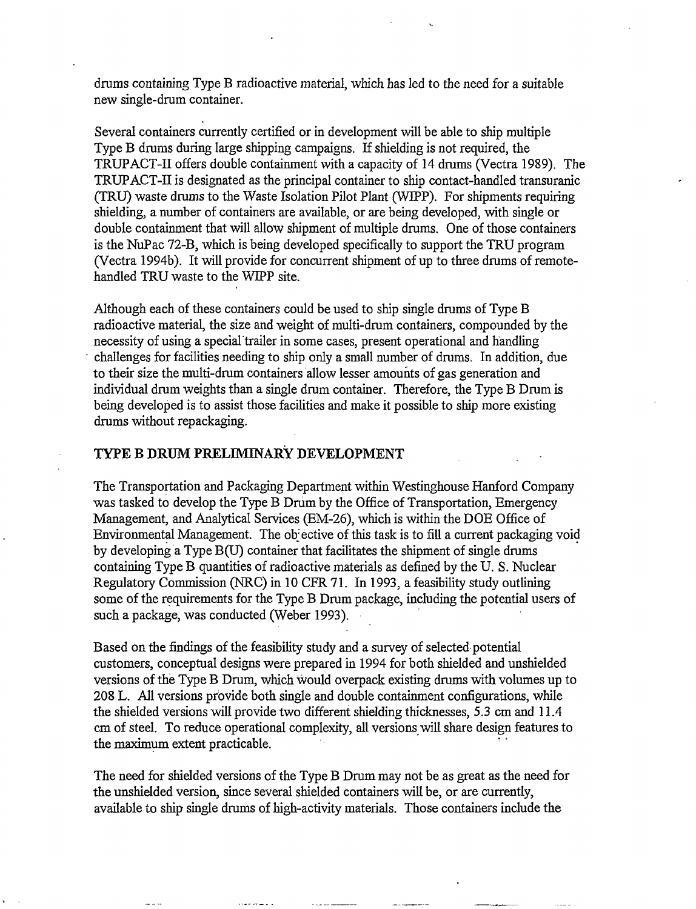drums containing Type B radioactive material, which has led to the need for a suitable new single-drum container.

Several containers currently certified or in development will be able to ship multiple Type B drums during large shipping campaigns. If shielding is not required, the TRUPACT-II offers double containment with a capacity of 14 drums (Vectra 1989). The TRUPACT-II is designated as the principal container to ship contact-handled transuranic (TRU) waste drums to the Waste Isolation Pilot Plant (WIPP). For shipments requiring shielding, a number of containers are available, or are being developed, with single or double containment that will allow shipment of multiple drums. One of those containers is the NuPac 72-B, which is being developed specifically to support the TRU program (Vectra 1994b). It will provide for concurrent shipment of up to three drums of remote-handled TRU waste to the WIPP site.

Although each of these containers could be used to ship single drums of Type B radioactive material, the size and weight of multi-drum containers, compounded by the necessity of using a special trailer in some cases, present operational and handling challenges for facilities needing to ship only a small number of drums. In addition, due to their size the multi-drum containers allow lesser amounts of gas generation and individual drum weights than a single drum container. Therefore, the Type B Drum is being developed is to assist those facilities and make it possible to ship more existing drums without repackaging.

## TYPE B DRUM PRELIMINARY DEVELOPMENT

The Transportation and Packaging Department within Westinghouse Hanford Company was tasked to develop the Type B Drum by the Office of Transportation, Emergency Management, and Analytical Services (EM-26), which is within the DOE Office of Environmental Management. The objective of this task is to fill a current packaging void by developing a Type B(U) container that facilitates the shipment of single drums containing Type B quantities of radioactive materials as defined by the U. S. Nuclear Regulatory Commission (NRC) in 10 CFR 71. In 1993, a feasibility study outlining some of the requirements for the Type B Drum package, including the potential users of such a package, was conducted (Weber 1993).

Based on the findings of the feasibility study and a survey of selected potential customers, conceptual designs were prepared in 1994 for both shielded and unshielded versions of the Type B Drum, which would overpack existing drums with volumes up to 208 L. All versions provide both single and double containment configurations, while the shielded versions will provide two different shielding thicknesses, 5.3 cm and 11.4 cm of steel. To reduce operational complexity, all versions will share design features to the maximum extent practicable.

The need for shielded versions of the Type B Drum may not be as great as the need for the unshielded version, since several shielded containers will be, or are currently, available to ship single drums of high-activity materials. Those containers include the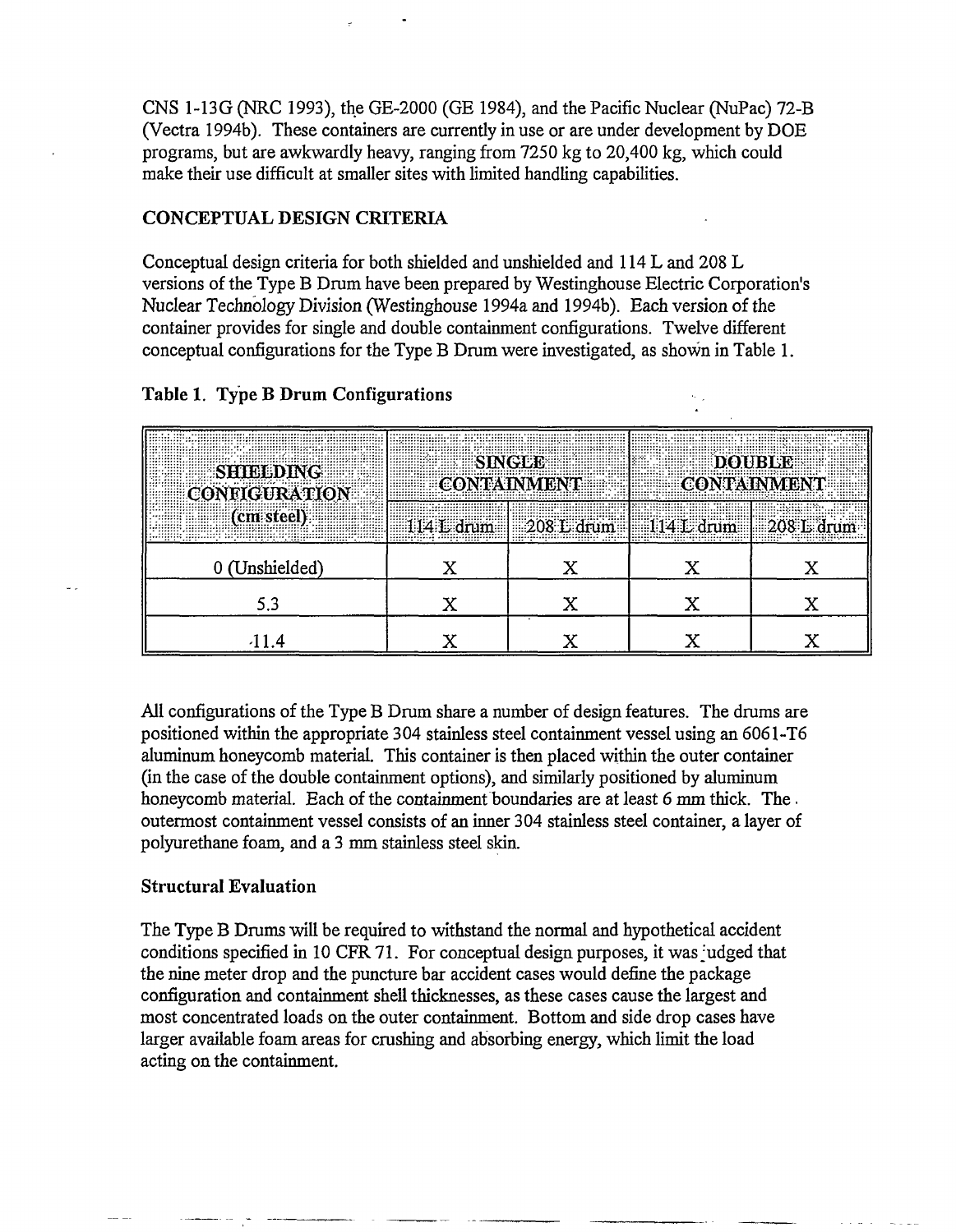CNS 1-13G (NRC 1993), the GE-2000 (GE 1984), and the Pacific Nuclear (NuPac) 72-B (Vectra 1994b). These containers are currently in use or are under development by DOE programs, but are awkwardly heavy, ranging from 7250 kg to 20,400 kg, which could make their use difficult at smaller sites with limited handling capabilities.

## CONCEPTUAL DESIGN CRITERIA

Conceptual design criteria for both shielded and unshielded and 114 L and 208 L versions of the Type B Drum have been prepared by Westinghouse Electric Corporation's Nuclear Technology Division (Westinghouse 1994a and 1994b). Each version of the container provides for single and double containment configurations. Twelve different conceptual configurations for the Type B Drum were investigated, as shown in Table 1.

**Table 1. Type B Drum Configurations**

| SHIELDING CONFIGURATION (cm steel) | SINGLE CONTAINMENT | | DOUBLE CONTAINMENT | |
|---|---|---|---|---|
| | 114 L drum | 208 L drum | 114 L drum | 208 L drum |
| 0 (Unshielded) | X | X | X | X |
| 5.3 | X | X | X | X |
| 11.4 | X | X | X | X |

All configurations of the Type B Drum share a number of design features. The drums are positioned within the appropriate 304 stainless steel containment vessel using an 6061-T6 aluminum honeycomb material. This container is then placed within the outer container (in the case of the double containment options), and similarly positioned by aluminum honeycomb material. Each of the containment boundaries are at least 6 mm thick. The outermost containment vessel consists of an inner 304 stainless steel container, a layer of polyurethane foam, and a 3 mm stainless steel skin.

### Structural Evaluation

The Type B Drums will be required to withstand the normal and hypothetical accident conditions specified in 10 CFR 71. For conceptual design purposes, it was judged that the nine meter drop and the puncture bar accident cases would define the package configuration and containment shell thicknesses, as these cases cause the largest and most concentrated loads on the outer containment. Bottom and side drop cases have larger available foam areas for crushing and absorbing energy, which limit the load acting on the containment.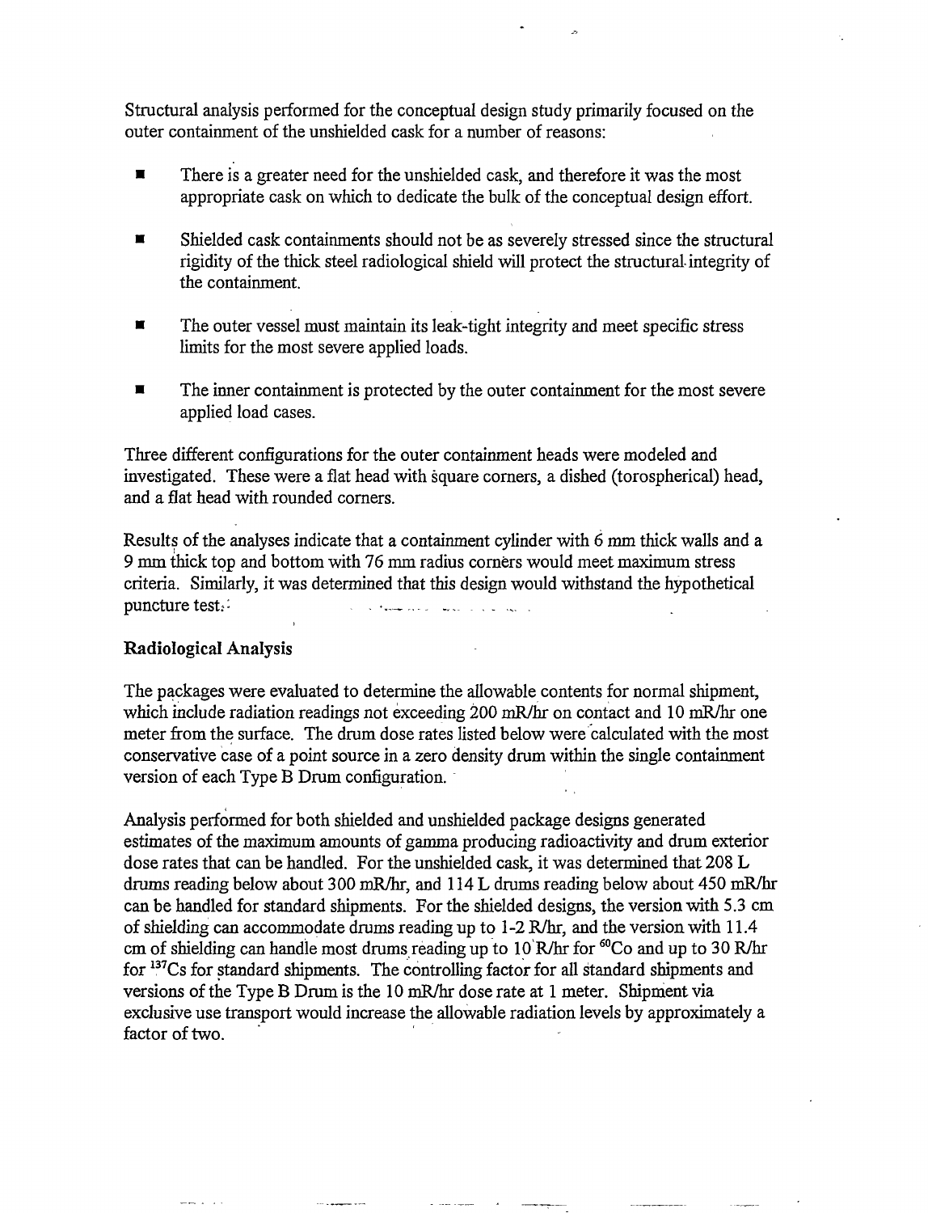Structural analysis performed for the conceptual design study primarily focused on the outer containment of the unshielded cask for a number of reasons:

- There is a greater need for the unshielded cask, and therefore it was the most appropriate cask on which to dedicate the bulk of the conceptual design effort.
- Shielded cask containments should not be as severely stressed since the structural rigidity of the thick steel radiological shield will protect the structural integrity of the containment.
- The outer vessel must maintain its leak-tight integrity and meet specific stress limits for the most severe applied loads.
- The inner containment is protected by the outer containment for the most severe applied load cases.

Three different configurations for the outer containment heads were modeled and investigated. These were a flat head with square corners, a dished (torospherical) head, and a flat head with rounded corners.

Results of the analyses indicate that a containment cylinder with 6 mm thick walls and a 9 mm thick top and bottom with 76 mm radius corners would meet maximum stress criteria. Similarly, it was determined that this design would withstand the hypothetical puncture test.

### Radiological Analysis

The packages were evaluated to determine the allowable contents for normal shipment, which include radiation readings not exceeding 200 mR/hr on contact and 10 mR/hr one meter from the surface. The drum dose rates listed below were calculated with the most conservative case of a point source in a zero density drum within the single containment version of each Type B Drum configuration.

Analysis performed for both shielded and unshielded package designs generated estimates of the maximum amounts of gamma producing radioactivity and drum exterior dose rates that can be handled. For the unshielded cask, it was determined that 208 L drums reading below about 300 mR/hr, and 114 L drums reading below about 450 mR/hr can be handled for standard shipments. For the shielded designs, the version with 5.3 cm of shielding can accommodate drums reading up to 1-2 R/hr, and the version with 11.4 cm of shielding can handle most drums reading up to 10 R/hr for $^{60}$Co and up to 30 R/hr for $^{137}$Cs for standard shipments. The controlling factor for all standard shipments and versions of the Type B Drum is the 10 mR/hr dose rate at 1 meter. Shipment via exclusive use transport would increase the allowable radiation levels by approximately a factor of two.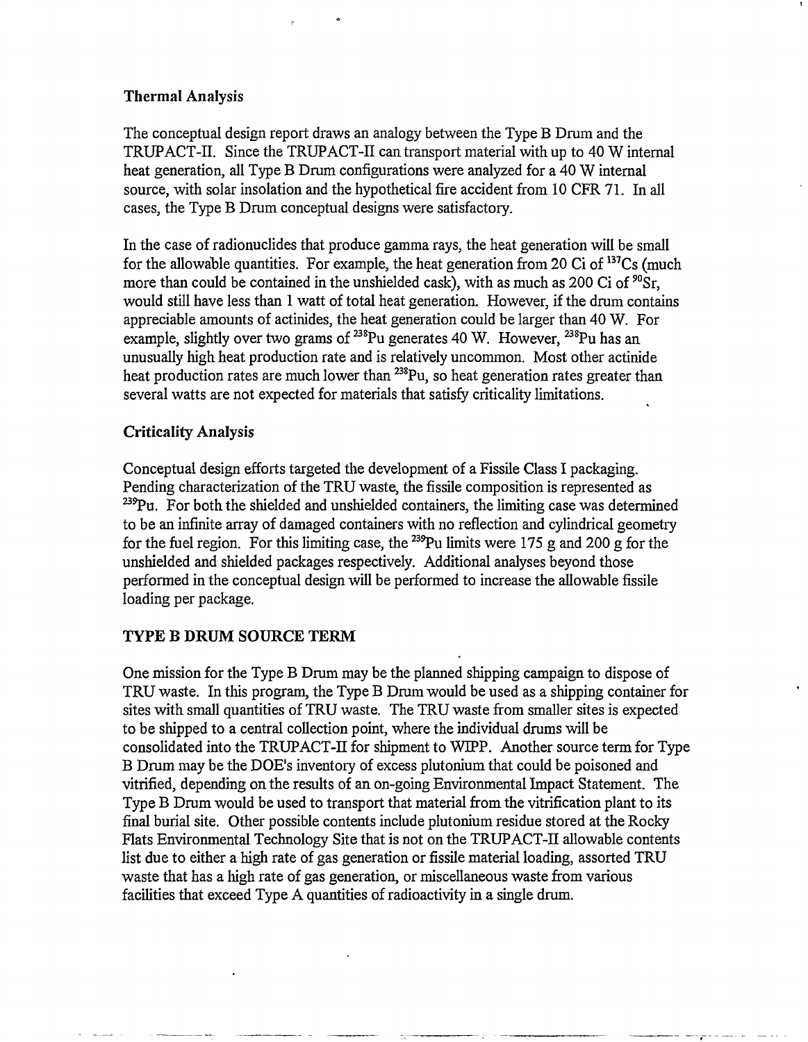### Thermal Analysis

The conceptual design report draws an analogy between the Type B Drum and the TRUPACT-II. Since the TRUPACT-II can transport material with up to 40 W internal heat generation, all Type B Drum configurations were analyzed for a 40 W internal source, with solar insolation and the hypothetical fire accident from 10 CFR 71. In all cases, the Type B Drum conceptual designs were satisfactory.

In the case of radionuclides that produce gamma rays, the heat generation will be small for the allowable quantities. For example, the heat generation from 20 Ci of $^{137}Cs$ (much more than could be contained in the unshielded cask), with as much as 200 Ci of $^{90}Sr$, would still have less than 1 watt of total heat generation. However, if the drum contains appreciable amounts of actinides, the heat generation could be larger than 40 W. For example, slightly over two grams of $^{238}Pu$ generates 40 W. However, $^{238}Pu$ has an unusually high heat production rate and is relatively uncommon. Most other actinide heat production rates are much lower than $^{238}Pu$, so heat generation rates greater than several watts are not expected for materials that satisfy criticality limitations.

### Criticality Analysis

Conceptual design efforts targeted the development of a Fissile Class I packaging. Pending characterization of the TRU waste, the fissile composition is represented as $^{239}Pu$. For both the shielded and unshielded containers, the limiting case was determined to be an infinite array of damaged containers with no reflection and cylindrical geometry for the fuel region. For this limiting case, the $^{239}Pu$ limits were 175 g and 200 g for the unshielded and shielded packages respectively. Additional analyses beyond those performed in the conceptual design will be performed to increase the allowable fissile loading per package.

## TYPE B DRUM SOURCE TERM

One mission for the Type B Drum may be the planned shipping campaign to dispose of TRU waste. In this program, the Type B Drum would be used as a shipping container for sites with small quantities of TRU waste. The TRU waste from smaller sites is expected to be shipped to a central collection point, where the individual drums will be consolidated into the TRUPACT-II for shipment to WIPP. Another source term for Type B Drum may be the DOE's inventory of excess plutonium that could be poisoned and vitrified, depending on the results of an on-going Environmental Impact Statement. The Type B Drum would be used to transport that material from the vitrification plant to its final burial site. Other possible contents include plutonium residue stored at the Rocky Flats Environmental Technology Site that is not on the TRUPACT-II allowable contents list due to either a high rate of gas generation or fissile material loading, assorted TRU waste that has a high rate of gas generation, or miscellaneous waste from various facilities that exceed Type A quantities of radioactivity in a single drum.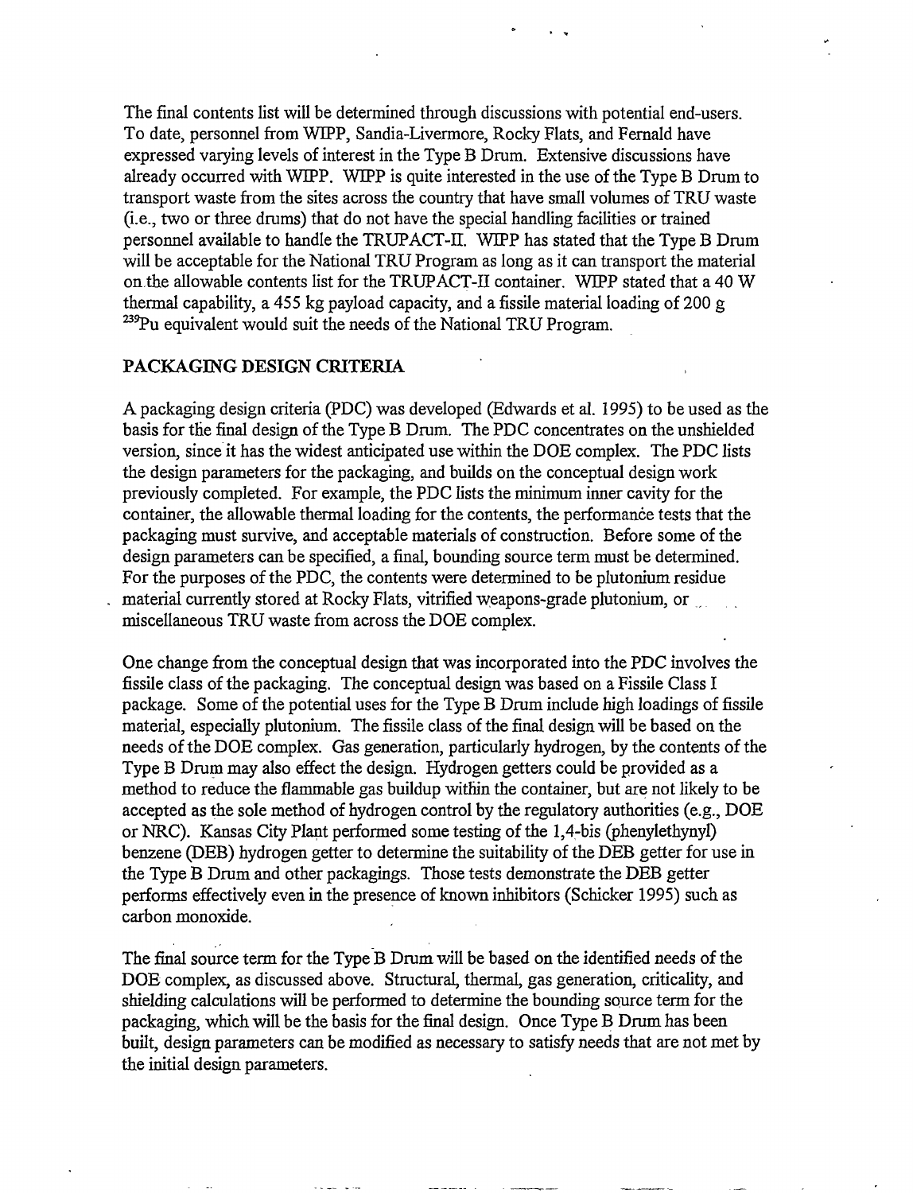The final contents list will be determined through discussions with potential end-users. To date, personnel from WIPP, Sandia-Livermore, Rocky Flats, and Fernald have expressed varying levels of interest in the Type B Drum. Extensive discussions have already occurred with WIPP. WIPP is quite interested in the use of the Type B Drum to transport waste from the sites across the country that have small volumes of TRU waste (i.e., two or three drums) that do not have the special handling facilities or trained personnel available to handle the TRUPACT-II. WIPP has stated that the Type B Drum will be acceptable for the National TRU Program as long as it can transport the material on the allowable contents list for the TRUPACT-II container. WIPP stated that a 40 W thermal capability, a 455 kg payload capacity, and a fissile material loading of 200 g $^{239}Pu$ equivalent would suit the needs of the National TRU Program.

## PACKAGING DESIGN CRITERIA

A packaging design criteria (PDC) was developed (Edwards et al. 1995) to be used as the basis for the final design of the Type B Drum. The PDC concentrates on the unshielded version, since it has the widest anticipated use within the DOE complex. The PDC lists the design parameters for the packaging, and builds on the conceptual design work previously completed. For example, the PDC lists the minimum inner cavity for the container, the allowable thermal loading for the contents, the performance tests that the packaging must survive, and acceptable materials of construction. Before some of the design parameters can be specified, a final, bounding source term must be determined. For the purposes of the PDC, the contents were determined to be plutonium residue material currently stored at Rocky Flats, vitrified weapons-grade plutonium, or miscellaneous TRU waste from across the DOE complex.

One change from the conceptual design that was incorporated into the PDC involves the fissile class of the packaging. The conceptual design was based on a Fissile Class I package. Some of the potential uses for the Type B Drum include high loadings of fissile material, especially plutonium. The fissile class of the final design will be based on the needs of the DOE complex. Gas generation, particularly hydrogen, by the contents of the Type B Drum may also effect the design. Hydrogen getters could be provided as a method to reduce the flammable gas buildup within the container, but are not likely to be accepted as the sole method of hydrogen control by the regulatory authorities (e.g., DOE or NRC). Kansas City Plant performed some testing of the 1,4-bis (phenylethynyl) benzene (DEB) hydrogen getter to determine the suitability of the DEB getter for use in the Type B Drum and other packagings. Those tests demonstrate the DEB getter performs effectively even in the presence of known inhibitors (Schicker 1995) such as carbon monoxide.

The final source term for the Type B Drum will be based on the identified needs of the DOE complex, as discussed above. Structural, thermal, gas generation, criticality, and shielding calculations will be performed to determine the bounding source term for the packaging, which will be the basis for the final design. Once Type B Drum has been built, design parameters can be modified as necessary to satisfy needs that are not met by the initial design parameters.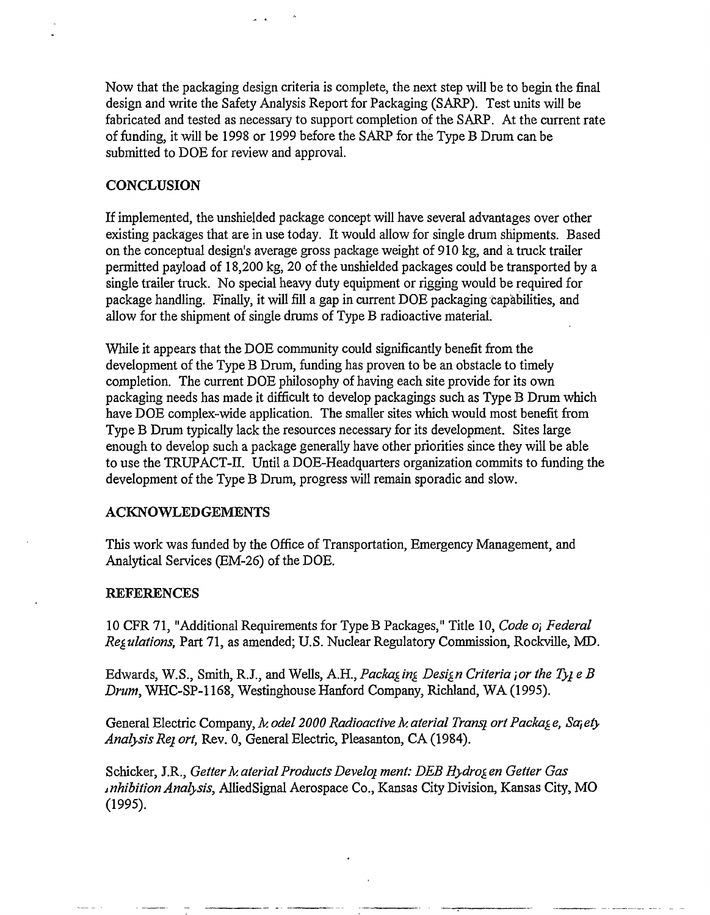Now that the packaging design criteria is complete, the next step will be to begin the final design and write the Safety Analysis Report for Packaging (SARP). Test units will be fabricated and tested as necessary to support completion of the SARP. At the current rate of funding, it will be 1998 or 1999 before the SARP for the Type B Drum can be submitted to DOE for review and approval.

## CONCLUSION

If implemented, the unshielded package concept will have several advantages over other existing packages that are in use today. It would allow for single drum shipments. Based on the conceptual design's average gross package weight of 910 kg, and a truck trailer permitted payload of 18,200 kg, 20 of the unshielded packages could be transported by a single trailer truck. No special heavy duty equipment or rigging would be required for package handling. Finally, it will fill a gap in current DOE packaging capabilities, and allow for the shipment of single drums of Type B radioactive material.

While it appears that the DOE community could significantly benefit from the development of the Type B Drum, funding has proven to be an obstacle to timely completion. The current DOE philosophy of having each site provide for its own packaging needs has made it difficult to develop packagings such as Type B Drum which have DOE complex-wide application. The smaller sites which would most benefit from Type B Drum typically lack the resources necessary for its development. Sites large enough to develop such a package generally have other priorities since they will be able to use the TRUPACT-II. Until a DOE-Headquarters organization commits to funding the development of the Type B Drum, progress will remain sporadic and slow.

## ACKNOWLEDGEMENTS

This work was funded by the Office of Transportation, Emergency Management, and Analytical Services (EM-26) of the DOE.

## REFERENCES

10 CFR 71, "Additional Requirements for Type B Packages," Title 10, *Code of Federal Regulations,* Part 71, as amended; U.S. Nuclear Regulatory Commission, Rockville, MD.

Edwards, W.S., Smith, R.J., and Wells, A.H., *Packaging Design Criteria for the Type B Drum*, WHC-SP-1168, Westinghouse Hanford Company, Richland, WA (1995).

General Electric Company, *Model 2000 Radioactive Material Transport Package, Safety Analysis Report,* Rev. 0, General Electric, Pleasanton, CA (1984).

Schicker, J.R., *Getter Material Products Development: DEB Hydrogen Getter Gas Inhibition Analysis,* AlliedSignal Aerospace Co., Kansas City Division, Kansas City, MO (1995).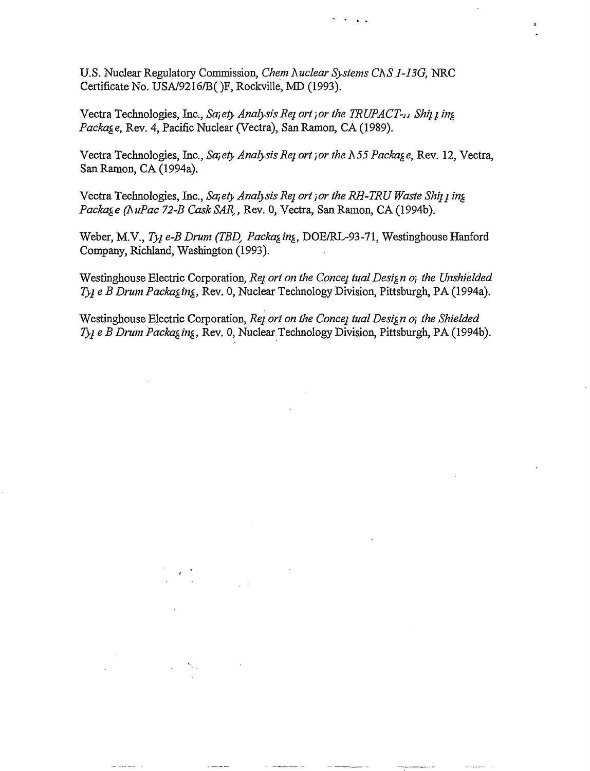U.S. Nuclear Regulatory Commission, *Chem Nuclear Systems CNS 1-13G*, NRC Certificate No. USA/9216/B( )F, Rockville, MD (1993).

Vectra Technologies, Inc., *Safety Analysis Report for the TRUPACT-II Shipping Package*, Rev. 4, Pacific Nuclear (Vectra), San Ramon, CA (1989).

Vectra Technologies, Inc., *Safety Analysis Report for the N55 Package*, Rev. 12, Vectra, San Ramon, CA (1994a).

Vectra Technologies, Inc., *Safety Analysis Report for the RH-TRU Waste Shipping Package (NuPac 72-B Cask SAR)*, Rev. 0, Vectra, San Ramon, CA (1994b).

Weber, M.V., *Type-B Drum (TBD) Packaging*, DOE/RL-93-71, Westinghouse Hanford Company, Richland, Washington (1993).

Westinghouse Electric Corporation, *Report on the Conceptual Design of the Unshielded Type B Drum Packaging*, Rev. 0, Nuclear Technology Division, Pittsburgh, PA (1994a).

Westinghouse Electric Corporation, *Report on the Conceptual Design of the Shielded Type B Drum Packaging*, Rev. 0, Nuclear Technology Division, Pittsburgh, PA (1994b).